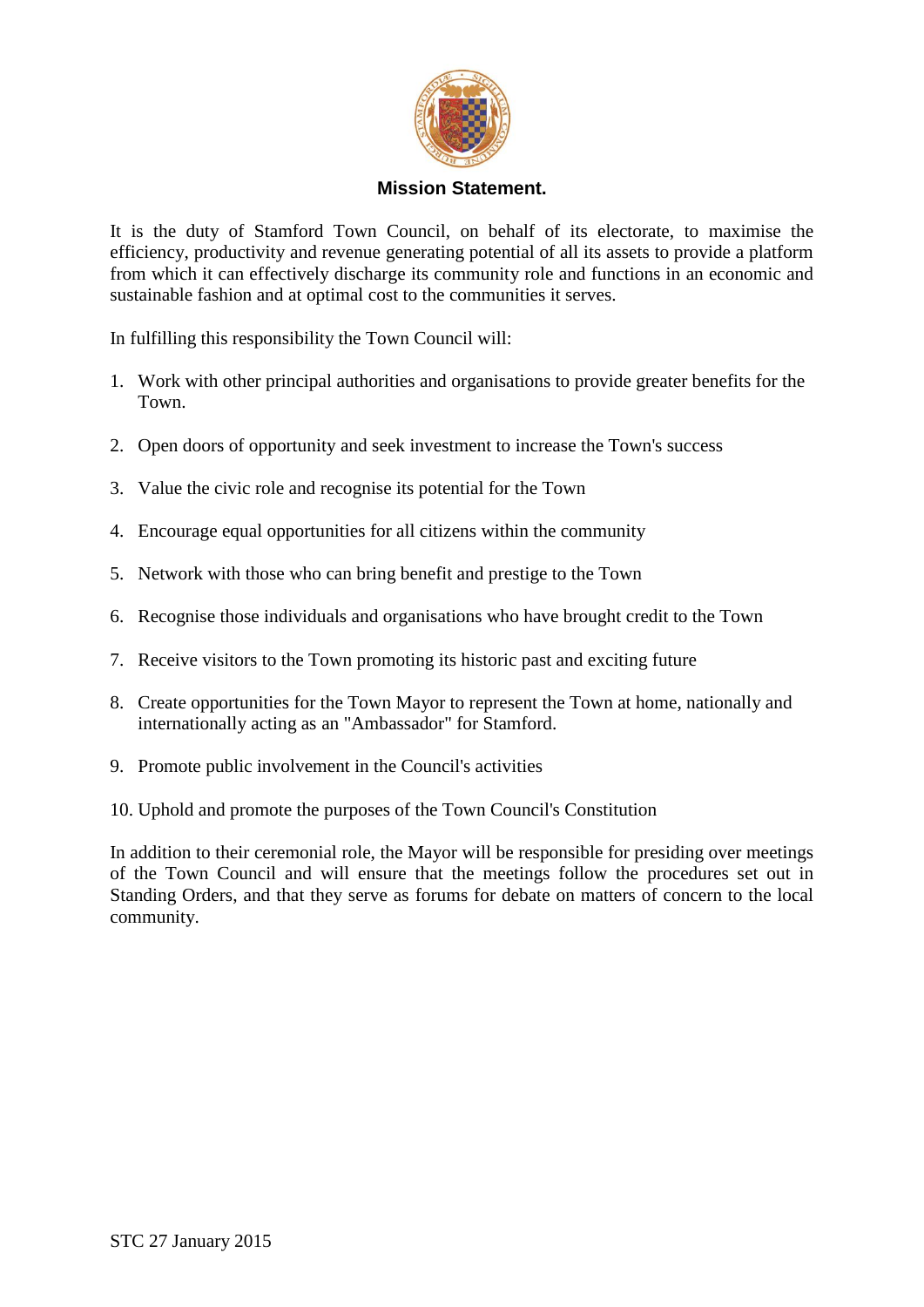# Mission Statement.

It is the duty of Stamford Town Council, on behalf of its electorate, to maximise the efficiency, productivity and revenue generating potential of all its assets to provide a platform from which it can effectively discharge its community role and functions in an economic and sustainable fashion and at optimal cost to the communities it serves.

In fulfilling this responsibility the Town Council will:

1. Work with other principal authorities and organisations to provide greater benefits for the Town.

2. Open doors of opportunity and seek investment to increase the Town's success

3. Value the civic role and recognise its potential for the Town

4. Encourage equal opportunities for all citizens within the community

5. Network with those who can bring benefit and prestige to the Town

6. Recognise those individuals and organisations who have brought credit to the Town

7. Receive visitors to the Town promoting its historic past and exciting future

8. Create opportunities for the Town Mayor to represent the Town at home, nationally and internationally acting as an "Ambassador" for Stamford.

9. Promote public involvement in the Council's activities

10. Uphold and promote the purposes of the Town Council's Constitution

In addition to their ceremonial role, the Mayor will be responsible for presiding over meetings of the Town Council and will ensure that the meetings follow the procedures set out in Standing Orders, and that they serve as forums for debate on matters of concern to the local community.

STC 27 January 2015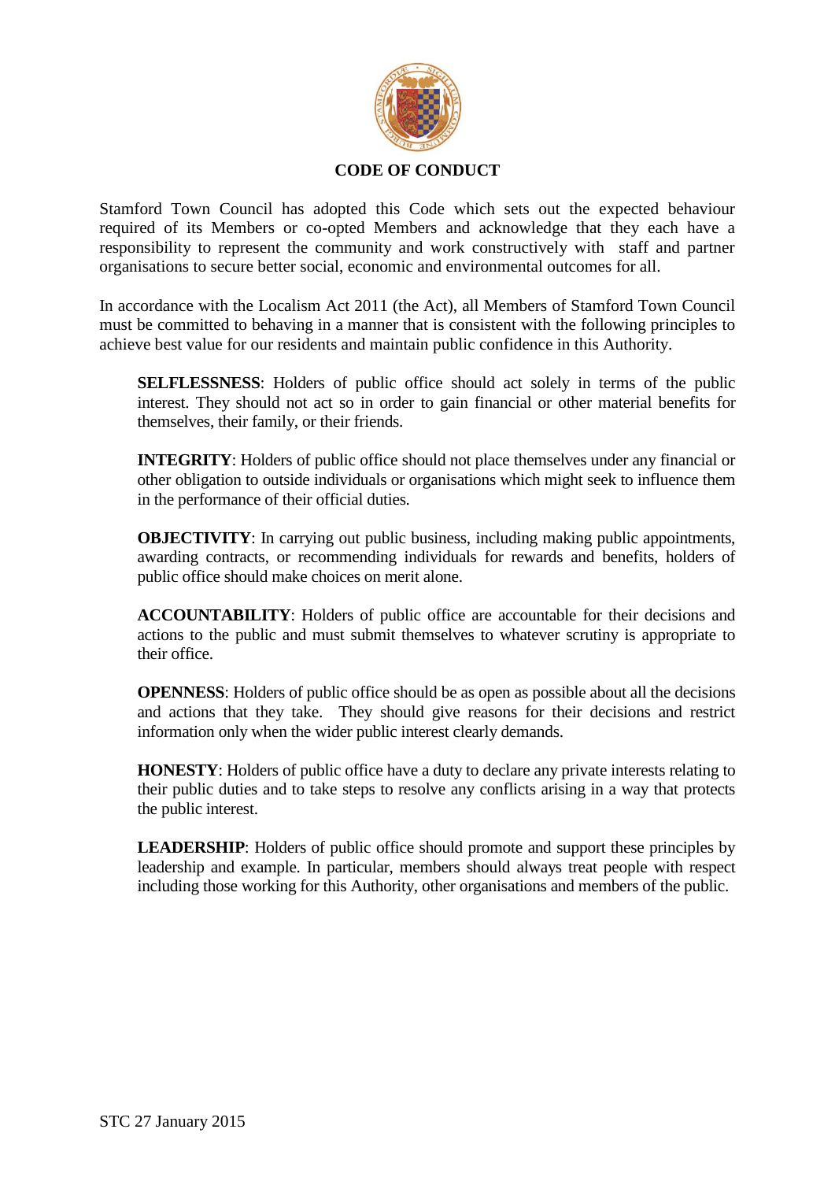# CODE OF CONDUCT

Stamford Town Council has adopted this Code which sets out the expected behaviour required of its Members or co-opted Members and acknowledge that they each have a responsibility to represent the community and work constructively with staff and partner organisations to secure better social, economic and environmental outcomes for all.

In accordance with the Localism Act 2011 (the Act), all Members of Stamford Town Council must be committed to behaving in a manner that is consistent with the following principles to achieve best value for our residents and maintain public confidence in this Authority.

**SELFLESSNESS**: Holders of public office should act solely in terms of the public interest. They should not act so in order to gain financial or other material benefits for themselves, their family, or their friends.

**INTEGRITY**: Holders of public office should not place themselves under any financial or other obligation to outside individuals or organisations which might seek to influence them in the performance of their official duties.

**OBJECTIVITY**: In carrying out public business, including making public appointments, awarding contracts, or recommending individuals for rewards and benefits, holders of public office should make choices on merit alone.

**ACCOUNTABILITY**: Holders of public office are accountable for their decisions and actions to the public and must submit themselves to whatever scrutiny is appropriate to their office.

**OPENNESS**: Holders of public office should be as open as possible about all the decisions and actions that they take. They should give reasons for their decisions and restrict information only when the wider public interest clearly demands.

**HONESTY**: Holders of public office have a duty to declare any private interests relating to their public duties and to take steps to resolve any conflicts arising in a way that protects the public interest.

**LEADERSHIP**: Holders of public office should promote and support these principles by leadership and example. In particular, members should always treat people with respect including those working for this Authority, other organisations and members of the public.

STC 27 January 2015